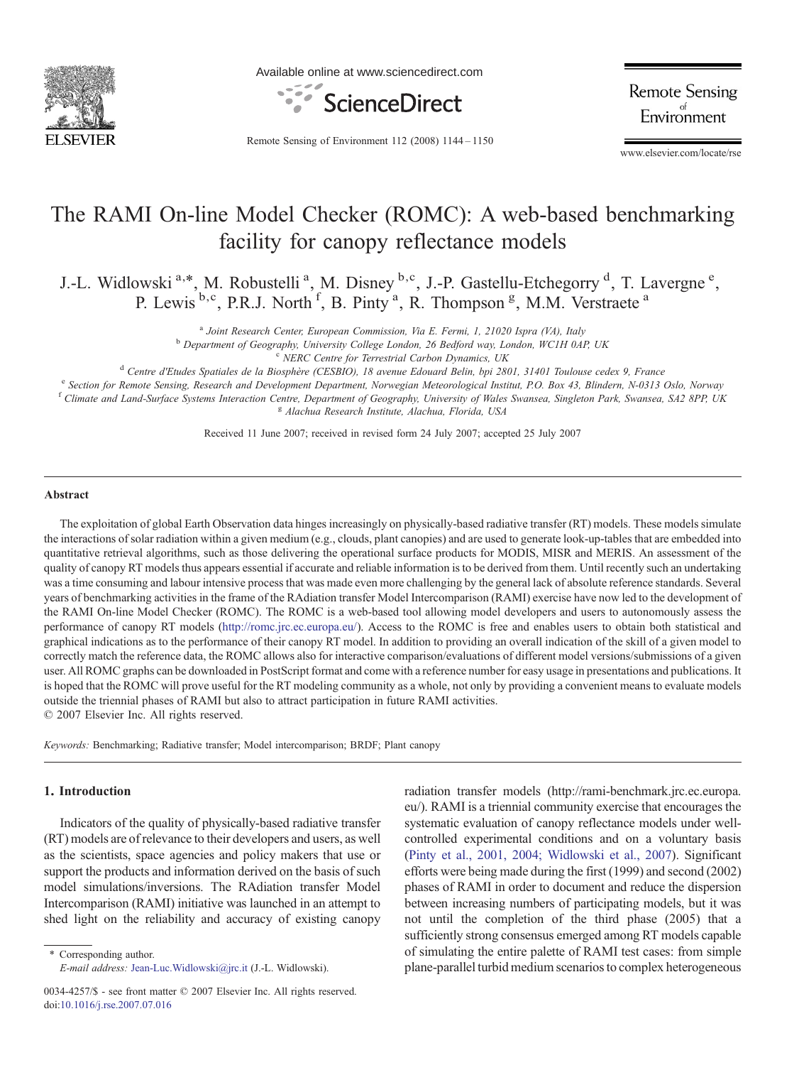# The RAMI On-line Model Checker (ROMC): A web-based benchmarking facility for canopy reflectance models

J.-L. Widlowski [a,*], M. Robustelli [a], M. Disney [b,c], J.-P. Gastellu-Etchegorry [d], T. Lavergne [e], P. Lewis [b,c], P.R.J. North [f], B. Pinty [a], R. Thompson [g], M.M. Verstraete [a]

[a] Joint Research Center, European Commission, Via E. Fermi, 1, 21020 Ispra (VA), Italy
[b] Department of Geography, University College London, 26 Bedford way, London, WC1H 0AP, UK
[c] NERC Centre for Terrestrial Carbon Dynamics, UK
[d] Centre d'Etudes Spatiales de la Biosphère (CESBIO), 18 avenue Edouard Belin, bpi 2801, 31401 Toulouse cedex 9, France
[e] Section for Remote Sensing, Research and Development Department, Norwegian Meteorological Institut, P.O. Box 43, Blindern, N-0313 Oslo, Norway
[f] Climate and Land-Surface Systems Interaction Centre, Department of Geography, University of Wales Swansea, Singleton Park, Swansea, SA2 8PP, UK
[g] Alachua Research Institute, Alachua, Florida, USA

Received 11 June 2007; received in revised form 24 July 2007; accepted 25 July 2007

## Abstract

The exploitation of global Earth Observation data hinges increasingly on physically-based radiative transfer (RT) models. These models simulate the interactions of solar radiation within a given medium (e.g., clouds, plant canopies) and are used to generate look-up-tables that are embedded into quantitative retrieval algorithms, such as those delivering the operational surface products for MODIS, MISR and MERIS. An assessment of the quality of canopy RT models thus appears essential if accurate and reliable information is to be derived from them. Until recently such an undertaking was a time consuming and labour intensive process that was made even more challenging by the general lack of absolute reference standards. Several years of benchmarking activities in the frame of the RAdiation transfer Model Intercomparison (RAMI) exercise have now led to the development of the RAMI On-line Model Checker (ROMC). The ROMC is a web-based tool allowing model developers and users to autonomously assess the performance of canopy RT models (http://romc.jrc.ec.europa.eu/). Access to the ROMC is free and enables users to obtain both statistical and graphical indications as to the performance of their canopy RT model. In addition to providing an overall indication of the skill of a given model to correctly match the reference data, the ROMC allows also for interactive comparison/evaluations of different model versions/submissions of a given user. All ROMC graphs can be downloaded in PostScript format and come with a reference number for easy usage in presentations and publications. It is hoped that the ROMC will prove useful for the RT modeling community as a whole, not only by providing a convenient means to evaluate models outside the triennial phases of RAMI but also to attract participation in future RAMI activities.
© 2007 Elsevier Inc. All rights reserved.

*Keywords:* Benchmarking; Radiative transfer; Model intercomparison; BRDF; Plant canopy

## 1. Introduction

Indicators of the quality of physically-based radiative transfer (RT) models are of relevance to their developers and users, as well as the scientists, space agencies and policy makers that use or support the products and information derived on the basis of such model simulations/inversions. The RAdiation transfer Model Intercomparison (RAMI) initiative was launched in an attempt to shed light on the reliability and accuracy of existing canopy radiation transfer models (http://rami-benchmark.jrc.ec.europa.eu/). RAMI is a triennial community exercise that encourages the systematic evaluation of canopy reflectance models under well-controlled experimental conditions and on a voluntary basis (Pinty et al., 2001, 2004; Widlowski et al., 2007). Significant efforts were being made during the first (1999) and second (2002) phases of RAMI in order to document and reduce the dispersion between increasing numbers of participating models, but it was not until the completion of the third phase (2005) that a sufficiently strong consensus emerged among RT models capable of simulating the entire palette of RAMI test cases: from simple plane-parallel turbid medium scenarios to complex heterogeneous

* Corresponding author.
*E-mail address:* Jean-Luc.Widlowski@jrc.it (J.-L. Widlowski).

0034-4257/$ - see front matter © 2007 Elsevier Inc. All rights reserved.
doi:10.1016/j.rse.2007.07.016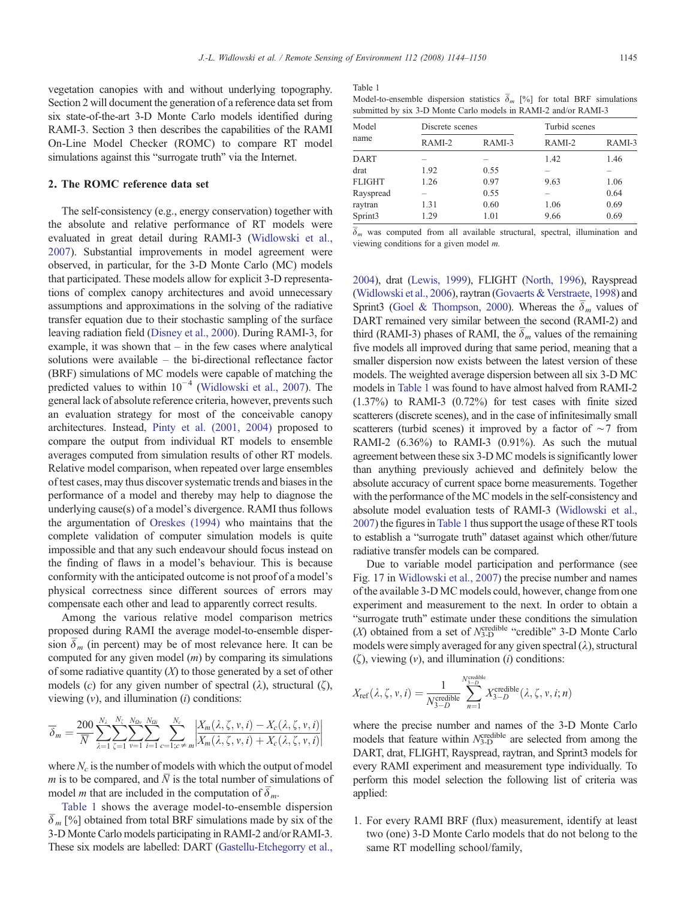vegetation canopies with and without underlying topography. Section 2 will document the generation of a reference data set from six state-of-the-art 3-D Monte Carlo models identified during RAMI-3. Section 3 then describes the capabilities of the RAMI On-Line Model Checker (ROMC) to compare RT model simulations against this "surrogate truth" via the Internet.

## 2. The ROMC reference data set

The self-consistency (e.g., energy conservation) together with the absolute and relative performance of RT models were evaluated in great detail during RAMI-3 (Widlowski et al., 2007). Substantial improvements in model agreement were observed, in particular, for the 3-D Monte Carlo (MC) models that participated. These models allow for explicit 3-D representations of complex canopy architectures and avoid unnecessary assumptions and approximations in the solving of the radiative transfer equation due to their stochastic sampling of the surface leaving radiation field (Disney et al., 2000). During RAMI-3, for example, it was shown that – in the few cases where analytical solutions were available – the bi-directional reflectance factor (BRF) simulations of MC models were capable of matching the predicted values to within $10^{-4}$ (Widlowski et al., 2007). The general lack of absolute reference criteria, however, prevents such an evaluation strategy for most of the conceivable canopy architectures. Instead, Pinty et al. (2001, 2004) proposed to compare the output from individual RT models to ensemble averages computed from simulation results of other RT models. Relative model comparison, when repeated over large ensembles of test cases, may thus discover systematic trends and biases in the performance of a model and thereby may help to diagnose the underlying cause(s) of a model's divergence. RAMI thus follows the argumentation of Oreskes (1994) who maintains that the complete validation of computer simulation models is quite impossible and that any such endeavour should focus instead on the finding of flaws in a model's behaviour. This is because conformity with the anticipated outcome is not proof of a model's physical correctness since different sources of errors may compensate each other and lead to apparently correct results.

Among the various relative model comparison metrics proposed during RAMI the average model-to-ensemble dispersion $\overline{\delta}_m$ (in percent) may be of most relevance here. It can be computed for any given model ($m$) by comparing its simulations of some radiative quantity ($X$) to those generated by a set of other models ($c$) for any given number of spectral ($\lambda$), structural ($\zeta$), viewing ($v$), and illumination ($i$) conditions:

$$\overline{\delta}_m = \frac{200}{\overline{N}} \sum_{\lambda=1}^{N_\lambda} \sum_{\zeta=1}^{N_\zeta} \sum_{v=1}^{N_{\Omega v}} \sum_{i=1}^{N_{\Omega i}} \sum_{c=1; c \neq m}^{N_c} \left| \frac{X_m(\lambda,\zeta,v,i) - X_c(\lambda,\zeta,v,i)}{X_m(\lambda,\zeta,v,i) + X_c(\lambda,\zeta,v,i)} \right|$$

where $N_c$ is the number of models with which the output of model $m$ is to be compared, and $\overline{N}$ is the total number of simulations of model $m$ that are included in the computation of $\overline{\delta}_m$.

Table 1 shows the average model-to-ensemble dispersion $\overline{\delta}_m$ [%] obtained from total BRF simulations made by six of the 3-D Monte Carlo models participating in RAMI-2 and/or RAMI-3. These six models are labelled: DART (Gastellu-Etchegorry et al., 2004), drat (Lewis, 1999), FLIGHT (North, 1996), Rayspread (Widlowski et al., 2006), raytran (Govaerts & Verstraete, 1998) and Sprint3 (Goel & Thompson, 2000). Whereas the $\overline{\delta}_m$ values of DART remained very similar between the second (RAMI-2) and third (RAMI-3) phases of RAMI, the $\overline{\delta}_m$ values of the remaining five models all improved during that same period, meaning that a smaller dispersion now exists between the latest version of these models. The weighted average dispersion between all six 3-D MC models in Table 1 was found to have almost halved from RAMI-2 (1.37%) to RAMI-3 (0.72%) for test cases with finite sized scatterers (discrete scenes), and in the case of infinitesimally small scatterers (turbid scenes) it improved by a factor of ~7 from RAMI-2 (6.36%) to RAMI-3 (0.91%). As such the mutual agreement between these six 3-D MC models is significantly lower than anything previously achieved and definitely below the absolute accuracy of current space borne measurements. Together with the performance of the MC models in the self-consistency and absolute model evaluation tests of RAMI-3 (Widlowski et al., 2007) the figures in Table 1 thus support the usage of these RT tools to establish a "surrogate truth" dataset against which other/future radiative transfer models can be compared.

Table 1
Model-to-ensemble dispersion statistics $\overline{\delta}_m$ [%] for total BRF simulations submitted by six 3-D Monte Carlo models in RAMI-2 and/or RAMI-3

| Model name | Discrete scenes | | Turbid scenes | |
|---|---|---|---|---|
| | RAMI-2 | RAMI-3 | RAMI-2 | RAMI-3 |
| DART | – | – | 1.42 | 1.46 |
| drat | 1.92 | 0.55 | – | – |
| FLIGHT | 1.26 | 0.97 | 9.63 | 1.06 |
| Rayspread | – | 0.55 | – | 0.64 |
| raytran | 1.31 | 0.60 | 1.06 | 0.69 |
| Sprint3 | 1.29 | 1.01 | 9.66 | 0.69 |

$\overline{\delta}_m$ was computed from all available structural, spectral, illumination and viewing conditions for a given model $m$.

Due to variable model participation and performance (see Fig. 17 in Widlowski et al., 2007) the precise number and names of the available 3-D MC models could, however, change from one experiment and measurement to the next. In order to obtain a "surrogate truth" estimate under these conditions the simulation ($X$) obtained from a set of $N_{\text{3-D}}^{\text{credible}}$ "credible" 3-D Monte Carlo models were simply averaged for any given spectral ($\lambda$), structural ($\zeta$), viewing ($v$), and illumination ($i$) conditions:

$$X_{\text{ref}}(\lambda,\zeta,v,i) = \frac{1}{N_{3-D}^{\text{credible}}} \sum_{n=1}^{N_{3-D}^{\text{credible}}} X_{3-D}^{\text{credible}}(\lambda,\zeta,v,i;n)$$

where the precise number and names of the 3-D Monte Carlo models that feature within $N_{\text{3-D}}^{\text{credible}}$ are selected from among the DART, drat, FLIGHT, Rayspread, raytran, and Sprint3 models for every RAMI experiment and measurement type individually. To perform this model selection the following list of criteria was applied:

1. For every RAMI BRF (flux) measurement, identify at least two (one) 3-D Monte Carlo models that do not belong to the same RT modelling school/family,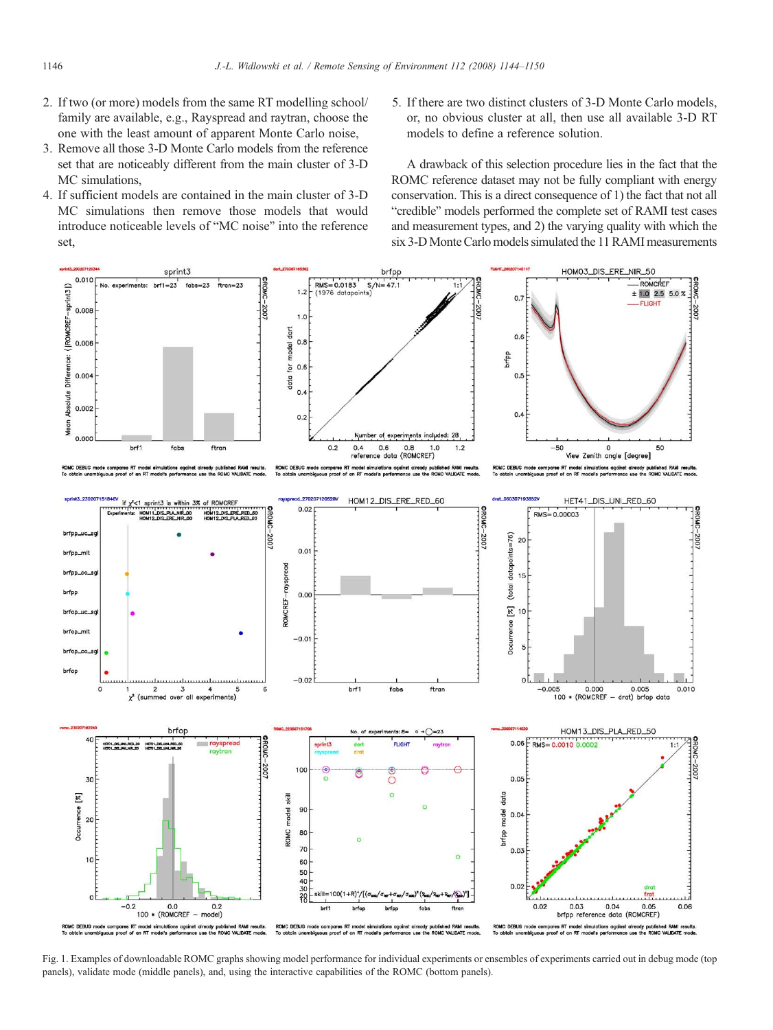2. If two (or more) models from the same RT modelling school/family are available, e.g., Rayspread and raytran, choose the one with the least amount of apparent Monte Carlo noise,
3. Remove all those 3-D Monte Carlo models from the reference set that are noticeably different from the main cluster of 3-D MC simulations,
4. If sufficient models are contained in the main cluster of 3-D MC simulations then remove those models that would introduce noticeable levels of "MC noise" into the reference set,
5. If there are two distinct clusters of 3-D Monte Carlo models, or, no obvious cluster at all, then use all available 3-D RT models to define a reference solution.

A drawback of this selection procedure lies in the fact that the ROMC reference dataset may not be fully compliant with energy conservation. This is a direct consequence of 1) the fact that not all "credible" models performed the complete set of RAMI test cases and measurement types, and 2) the varying quality with which the six 3-D Monte Carlo models simulated the 11 RAMI measurements

Fig. 1. Examples of downloadable ROMC graphs showing model performance for individual experiments or ensembles of experiments carried out in debug mode (top panels), validate mode (middle panels), and, using the interactive capabilities of the ROMC (bottom panels).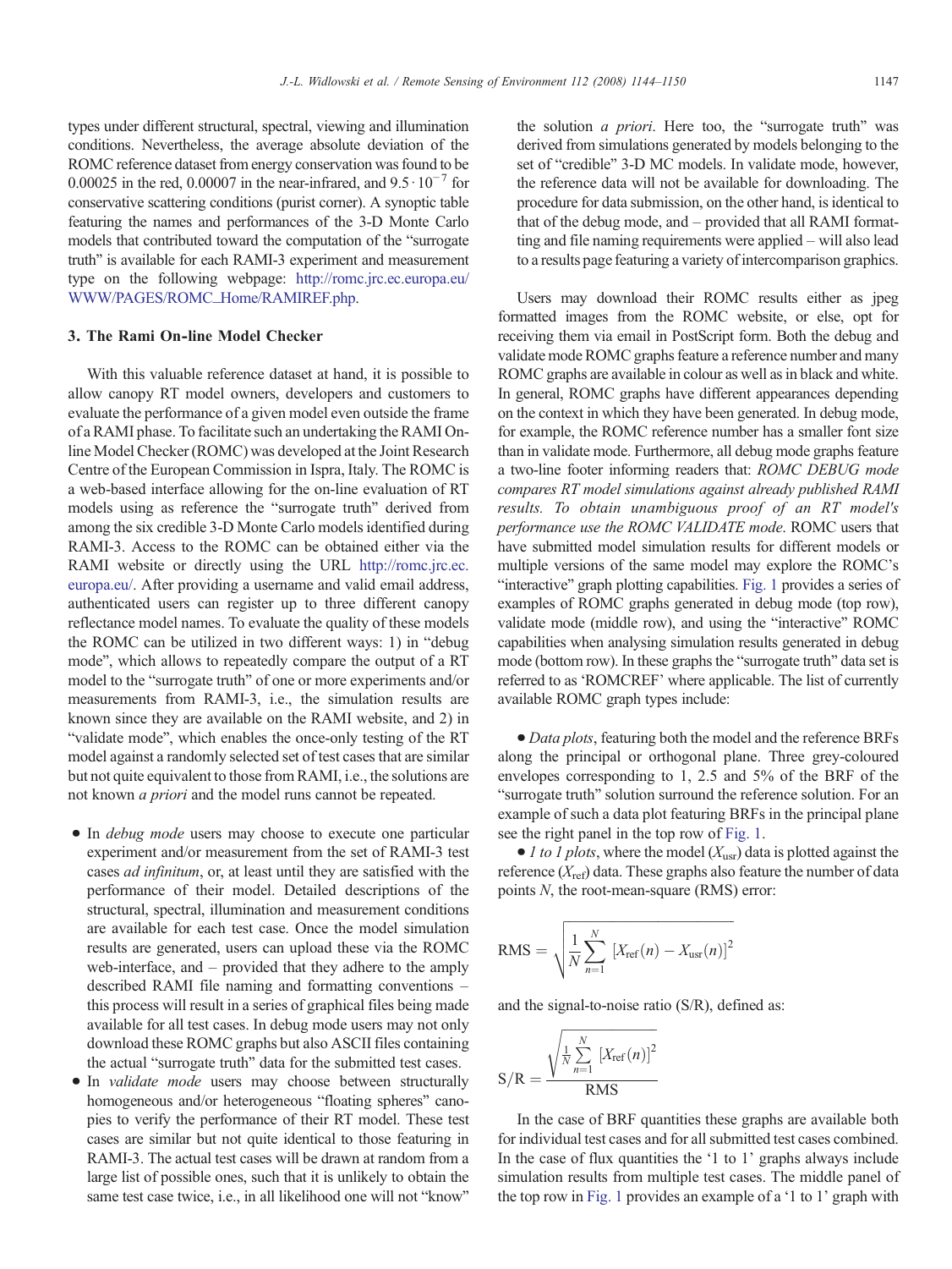types under different structural, spectral, viewing and illumination conditions. Nevertheless, the average absolute deviation of the ROMC reference dataset from energy conservation was found to be 0.00025 in the red, 0.00007 in the near-infrared, and $9.5 \cdot 10^{-7}$ for conservative scattering conditions (purist corner). A synoptic table featuring the names and performances of the 3-D Monte Carlo models that contributed toward the computation of the "surrogate truth" is available for each RAMI-3 experiment and measurement type on the following webpage: http://romc.jrc.ec.europa.eu/WWW/PAGES/ROMC_Home/RAMIREF.php.

## 3. The Rami On-line Model Checker

With this valuable reference dataset at hand, it is possible to allow canopy RT model owners, developers and customers to evaluate the performance of a given model even outside the frame of a RAMI phase. To facilitate such an undertaking the RAMI On-line Model Checker (ROMC) was developed at the Joint Research Centre of the European Commission in Ispra, Italy. The ROMC is a web-based interface allowing for the on-line evaluation of RT models using as reference the "surrogate truth" derived from among the six credible 3-D Monte Carlo models identified during RAMI-3. Access to the ROMC can be obtained either via the RAMI website or directly using the URL http://romc.jrc.ec.europa.eu/. After providing a username and valid email address, authenticated users can register up to three different canopy reflectance model names. To evaluate the quality of these models the ROMC can be utilized in two different ways: 1) in "debug mode", which allows to repeatedly compare the output of a RT model to the "surrogate truth" of one or more experiments and/or measurements from RAMI-3, i.e., the simulation results are known since they are available on the RAMI website, and 2) in "validate mode", which enables the once-only testing of the RT model against a randomly selected set of test cases that are similar but not quite equivalent to those from RAMI, i.e., the solutions are not known *a priori* and the model runs cannot be repeated.

- In *debug mode* users may choose to execute one particular experiment and/or measurement from the set of RAMI-3 test cases *ad infinitum*, or, at least until they are satisfied with the performance of their model. Detailed descriptions of the structural, spectral, illumination and measurement conditions are available for each test case. Once the model simulation results are generated, users can upload these via the ROMC web-interface, and – provided that they adhere to the amply described RAMI file naming and formatting conventions – this process will result in a series of graphical files being made available for all test cases. In debug mode users may not only download these ROMC graphs but also ASCII files containing the actual "surrogate truth" data for the submitted test cases.
- In *validate mode* users may choose between structurally homogeneous and/or heterogeneous "floating spheres" canopies to verify the performance of their RT model. These test cases are similar but not quite identical to those featuring in RAMI-3. The actual test cases will be drawn at random from a large list of possible ones, such that it is unlikely to obtain the same test case twice, i.e., in all likelihood one will not "know" the solution *a priori*. Here too, the "surrogate truth" was derived from simulations generated by models belonging to the set of "credible" 3-D MC models. In validate mode, however, the reference data will not be available for downloading. The procedure for data submission, on the other hand, is identical to that of the debug mode, and – provided that all RAMI formatting and file naming requirements were applied – will also lead to a results page featuring a variety of intercomparison graphics.

Users may download their ROMC results either as jpeg formatted images from the ROMC website, or else, opt for receiving them via email in PostScript form. Both the debug and validate mode ROMC graphs feature a reference number and many ROMC graphs are available in colour as well as in black and white. In general, ROMC graphs have different appearances depending on the context in which they have been generated. In debug mode, for example, the ROMC reference number has a smaller font size than in validate mode. Furthermore, all debug mode graphs feature a two-line footer informing readers that: *ROMC DEBUG mode compares RT model simulations against already published RAMI results. To obtain unambiguous proof of an RT model's performance use the ROMC VALIDATE mode.* ROMC users that have submitted model simulation results for different models or multiple versions of the same model may explore the ROMC's "interactive" graph plotting capabilities. Fig. 1 provides a series of examples of ROMC graphs generated in debug mode (top row), validate mode (middle row), and using the "interactive" ROMC capabilities when analysing simulation results generated in debug mode (bottom row). In these graphs the "surrogate truth" data set is referred to as 'ROMCREF' where applicable. The list of currently available ROMC graph types include:

- *Data plots*, featuring both the model and the reference BRFs along the principal or orthogonal plane. Three grey-coloured envelopes corresponding to 1, 2.5 and 5% of the BRF of the "surrogate truth" solution surround the reference solution. For an example of such a data plot featuring BRFs in the principal plane see the right panel in the top row of Fig. 1.
- *1 to 1 plots*, where the model ($X_{\mathrm{usr}}$) data is plotted against the reference ($X_{\mathrm{ref}}$) data. These graphs also feature the number of data points $N$, the root-mean-square (RMS) error:

$$\mathrm{RMS} = \sqrt{\frac{1}{N}\sum_{n=1}^{N}\left[X_{\mathrm{ref}}(n) - X_{\mathrm{usr}}(n)\right]^2}$$

and the signal-to-noise ratio (S/R), defined as:

$$\mathrm{S/R} = \frac{\sqrt{\frac{1}{N}\sum_{n=1}^{N}\left[X_{\mathrm{ref}}(n)\right]^2}}{\mathrm{RMS}}$$

In the case of BRF quantities these graphs are available both for individual test cases and for all submitted test cases combined. In the case of flux quantities the '1 to 1' graphs always include simulation results from multiple test cases. The middle panel of the top row in Fig. 1 provides an example of a '1 to 1' graph with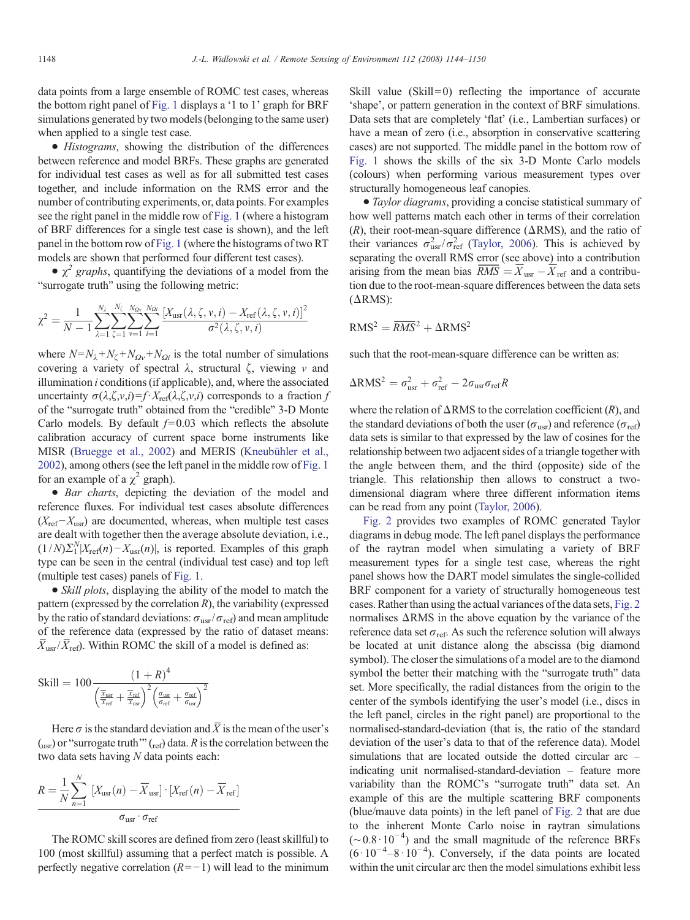data points from a large ensemble of ROMC test cases, whereas the bottom right panel of Fig. 1 displays a '1 to 1' graph for BRF simulations generated by two models (belonging to the same user) when applied to a single test case.

- *Histograms*, showing the distribution of the differences between reference and model BRFs. These graphs are generated for individual test cases as well as for all submitted test cases together, and include information on the RMS error and the number of contributing experiments, or, data points. For examples see the right panel in the middle row of Fig. 1 (where a histogram of BRF differences for a single test case is shown), and the left panel in the bottom row of Fig. 1 (where the histograms of two RT models are shown that performed four different test cases).
- *$\chi^2$ graphs*, quantifying the deviations of a model from the "surrogate truth" using the following metric:

$$\chi^2 = \frac{1}{N-1}\sum_{\lambda=1}^{N_\lambda}\sum_{\zeta=1}^{N_\zeta}\sum_{v=1}^{N_{\Omega v}}\sum_{i=1}^{N_{\Omega i}}\frac{[X_{\mathrm{usr}}(\lambda,\zeta,v,i)-X_{\mathrm{ref}}(\lambda,\zeta,v,i)]^2}{\sigma^2(\lambda,\zeta,v,i)}$$

where $N=N_\lambda+N_\zeta+N_{\Omega v}+N_{\Omega i}$ is the total number of simulations covering a variety of spectral $\lambda$, structural $\zeta$, viewing $v$ and illumination $i$ conditions (if applicable), and, where the associated uncertainty $\sigma(\lambda,\zeta,v,i)=f\cdot X_{\mathrm{ref}}(\lambda,\zeta,v,i)$ corresponds to a fraction $f$ of the "surrogate truth" obtained from the "credible" 3-D Monte Carlo models. By default $f=0.03$ which reflects the absolute calibration accuracy of current space borne instruments like MISR (Bruegge et al., 2002) and MERIS (Kneubühler et al., 2002), among others (see the left panel in the middle row of Fig. 1 for an example of a $\chi^2$ graph).

- *Bar charts*, depicting the deviation of the model and reference fluxes. For individual test cases absolute differences ($X_{\mathrm{ref}}-X_{\mathrm{usr}}$) are documented, whereas, when multiple test cases are dealt with together then the average absolute deviation, i.e., $(1/N)\Sigma_1^N|X_{\mathrm{ref}}(n)-X_{\mathrm{usr}}(n)|$, is reported. Examples of this graph type can be seen in the central (individual test case) and top left (multiple test cases) panels of Fig. 1.
- *Skill plots*, displaying the ability of the model to match the pattern (expressed by the correlation $R$), the variability (expressed by the ratio of standard deviations: $\sigma_{\mathrm{usr}}/\sigma_{\mathrm{ref}}$) and mean amplitude of the reference data (expressed by the ratio of dataset means: $\overline{X}_{\mathrm{usr}}/\overline{X}_{\mathrm{ref}}$). Within ROMC the skill of a model is defined as:

$$\mathrm{Skill} = 100\frac{(1+R)^4}{\left(\frac{\overline{X}_{\mathrm{usr}}}{\overline{X}_{\mathrm{ref}}}+\frac{\overline{X}_{\mathrm{ref}}}{\overline{X}_{\mathrm{usr}}}\right)^2\left(\frac{\sigma_{\mathrm{usr}}}{\sigma_{\mathrm{ref}}}+\frac{\sigma_{\mathrm{ref}}}{\sigma_{\mathrm{usr}}}\right)^2}$$

Here $\sigma$ is the standard deviation and $\overline{X}$ is the mean of the user's ($_{\mathrm{usr}}$) or "surrogate truth"' ($_{\mathrm{ref}}$) data. $R$ is the correlation between the two data sets having $N$ data points each:

$$R = \frac{\frac{1}{N}\sum_{n=1}^{N}[X_{\mathrm{usr}}(n)-\overline{X}_{\mathrm{usr}}]\cdot[X_{\mathrm{ref}}(n)-\overline{X}_{\mathrm{ref}}]}{\sigma_{\mathrm{usr}}\cdot\sigma_{\mathrm{ref}}}$$

The ROMC skill scores are defined from zero (least skillful) to 100 (most skillful) assuming that a perfect match is possible. A perfectly negative correlation ($R=-1$) will lead to the minimum Skill value (Skill = 0) reflecting the importance of accurate 'shape', or pattern generation in the context of BRF simulations. Data sets that are completely 'flat' (i.e., Lambertian surfaces) or have a mean of zero (i.e., absorption in conservative scattering cases) are not supported. The middle panel in the bottom row of Fig. 1 shows the skills of the six 3-D Monte Carlo models (colours) when performing various measurement types over structurally homogeneous leaf canopies.

- *Taylor diagrams*, providing a concise statistical summary of how well patterns match each other in terms of their correlation ($R$), their root-mean-square difference ($\Delta$RMS), and the ratio of their variances $\sigma^2_{\mathrm{usr}}/\sigma^2_{\mathrm{ref}}$ (Taylor, 2006). This is achieved by separating the overall RMS error (see above) into a contribution arising from the mean bias $\overline{RMS}=\overline{X}_{\mathrm{usr}}-\overline{X}_{\mathrm{ref}}$ and a contribution due to the root-mean-square differences between the data sets ($\Delta$RMS):

$$\mathrm{RMS}^2 = \overline{RMS}^2 + \Delta\mathrm{RMS}^2$$

such that the root-mean-square difference can be written as:

$$\Delta\mathrm{RMS}^2 = \sigma^2_{\mathrm{usr}} + \sigma^2_{\mathrm{ref}} - 2\sigma_{\mathrm{usr}}\sigma_{\mathrm{ref}}R$$

where the relation of $\Delta$RMS to the correlation coefficient ($R$), and the standard deviations of both the user ($\sigma_{\mathrm{usr}}$) and reference ($\sigma_{\mathrm{ref}}$) data sets is similar to that expressed by the law of cosines for the relationship between two adjacent sides of a triangle together with the angle between them, and the third (opposite) side of the triangle. This relationship then allows to construct a two-dimensional diagram where three different information items can be read from any point (Taylor, 2006).

Fig. 2 provides two examples of ROMC generated Taylor diagrams in debug mode. The left panel displays the performance of the raytran model when simulating a variety of BRF measurement types for a single test case, whereas the right panel shows how the DART model simulates the single-collided BRF component for a variety of structurally homogeneous test cases. Rather than using the actual variances of the data sets, Fig. 2 normalises $\Delta$RMS in the above equation by the variance of the reference data set $\sigma_{\mathrm{ref}}$. As such the reference solution will always be located at unit distance along the abscissa (big diamond symbol). The closer the simulations of a model are to the diamond symbol the better their matching with the "surrogate truth" data set. More specifically, the radial distances from the origin to the center of the symbols identifying the user's model (i.e., discs in the left panel, circles in the right panel) are proportional to the normalised-standard-deviation (that is, the ratio of the standard deviation of the user's data to that of the reference data). Model simulations that are located outside the dotted circular arc – indicating unit normalised-standard-deviation – feature more variability than the ROMC's "surrogate truth" data set. An example of this are the multiple scattering BRF components (blue/mauve data points) in the left panel of Fig. 2 that are due to the inherent Monte Carlo noise in raytran simulations ($\sim 0.8\cdot 10^{-4}$) and the small magnitude of the reference BRFs ($6\cdot 10^{-4}$–$8\cdot 10^{-4}$). Conversely, if the data points are located within the unit circular arc then the model simulations exhibit less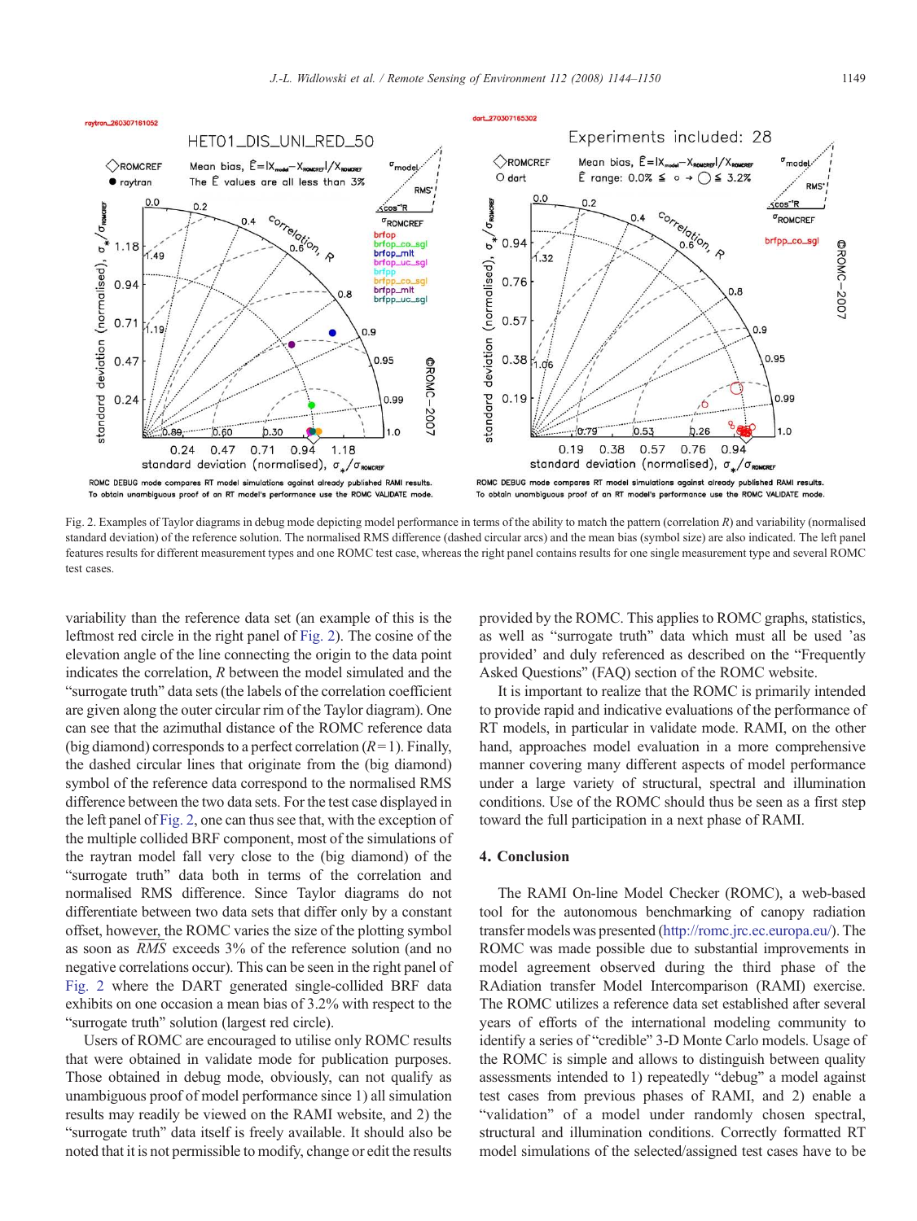Fig. 2. Examples of Taylor diagrams in debug mode depicting model performance in terms of the ability to match the pattern (correlation $R$) and variability (normalised standard deviation) of the reference solution. The normalised RMS difference (dashed circular arcs) and the mean bias (symbol size) are also indicated. The left panel features results for different measurement types and one ROMC test case, whereas the right panel contains results for one single measurement type and several ROMC test cases.

variability than the reference data set (an example of this is the leftmost red circle in the right panel of Fig. 2). The cosine of the elevation angle of the line connecting the origin to the data point indicates the correlation, $R$ between the model simulated and the "surrogate truth" data sets (the labels of the correlation coefficient are given along the outer circular rim of the Taylor diagram). One can see that the azimuthal distance of the ROMC reference data (big diamond) corresponds to a perfect correlation ($R$=1). Finally, the dashed circular lines that originate from the (big diamond) symbol of the reference data correspond to the normalised RMS difference between the two data sets. For the test case displayed in the left panel of Fig. 2, one can thus see that, with the exception of the multiple collided BRF component, most of the simulations of the raytran model fall very close to the (big diamond) of the "surrogate truth" data both in terms of the correlation and normalised RMS difference. Since Taylor diagrams do not differentiate between two data sets that differ only by a constant offset, however, the ROMC varies the size of the plotting symbol as soon as $\overline{RMS}$ exceeds 3% of the reference solution (and no negative correlations occur). This can be seen in the right panel of Fig. 2 where the DART generated single-collided BRF data exhibits on one occasion a mean bias of 3.2% with respect to the "surrogate truth" solution (largest red circle).

Users of ROMC are encouraged to utilise only ROMC results that were obtained in validate mode for publication purposes. Those obtained in debug mode, obviously, can not qualify as unambiguous proof of model performance since 1) all simulation results may readily be viewed on the RAMI website, and 2) the "surrogate truth" data itself is freely available. It should also be noted that it is not permissible to modify, change or edit the results provided by the ROMC. This applies to ROMC graphs, statistics, as well as "surrogate truth" data which must all be used 'as provided' and duly referenced as described on the "Frequently Asked Questions" (FAQ) section of the ROMC website.

It is important to realize that the ROMC is primarily intended to provide rapid and indicative evaluations of the performance of RT models, in particular in validate mode. RAMI, on the other hand, approaches model evaluation in a more comprehensive manner covering many different aspects of model performance under a large variety of structural, spectral and illumination conditions. Use of the ROMC should thus be seen as a first step toward the full participation in a next phase of RAMI.

## 4. Conclusion

The RAMI On-line Model Checker (ROMC), a web-based tool for the autonomous benchmarking of canopy radiation transfer models was presented (http://romc.jrc.ec.europa.eu/). The ROMC was made possible due to substantial improvements in model agreement observed during the third phase of the RAdiation transfer Model Intercomparison (RAMI) exercise. The ROMC utilizes a reference data set established after several years of efforts of the international modeling community to identify a series of "credible" 3-D Monte Carlo models. Usage of the ROMC is simple and allows to distinguish between quality assessments intended to 1) repeatedly "debug" a model against test cases from previous phases of RAMI, and 2) enable a "validation" of a model under randomly chosen spectral, structural and illumination conditions. Correctly formatted RT model simulations of the selected/assigned test cases have to be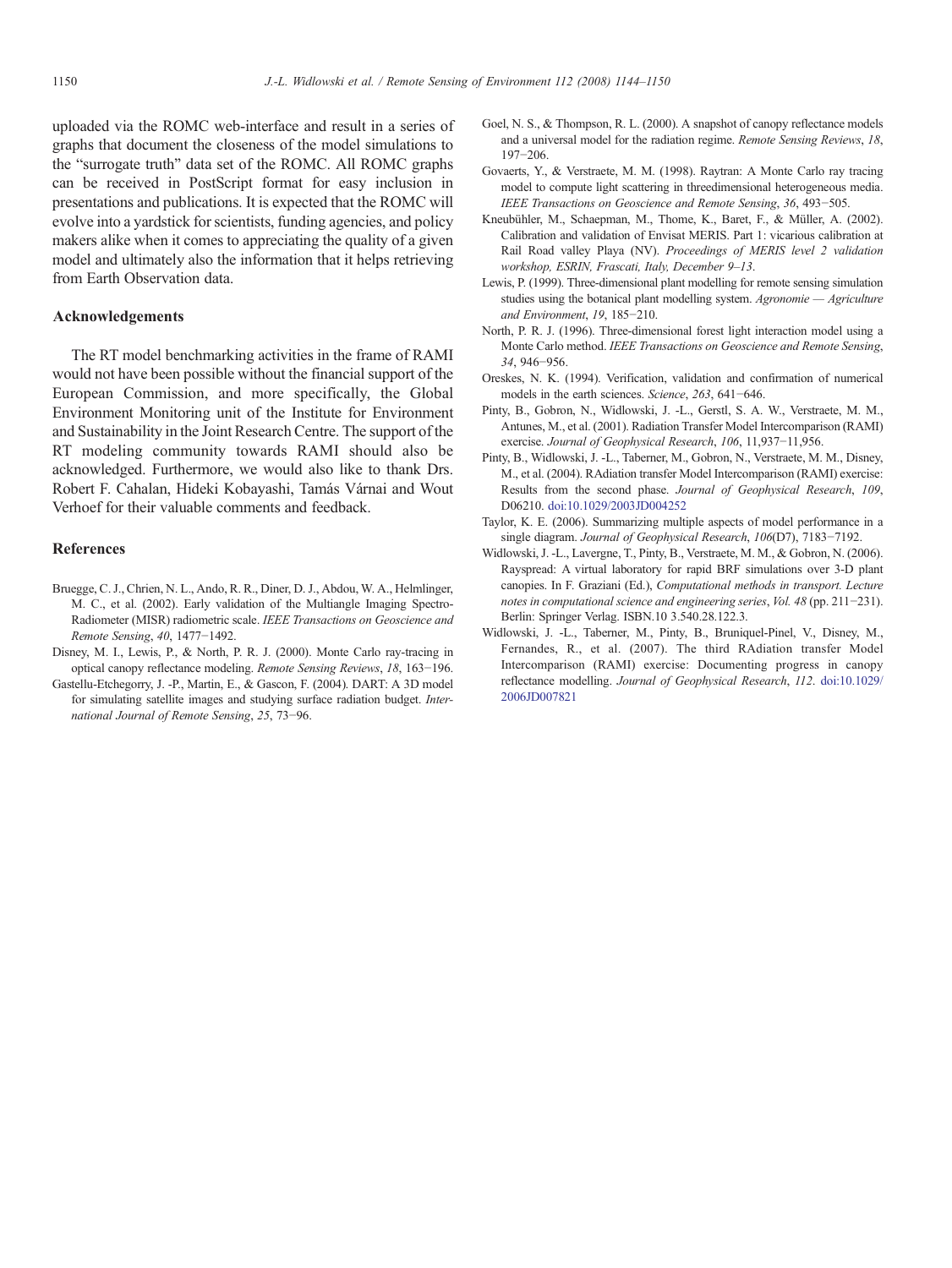uploaded via the ROMC web-interface and result in a series of graphs that document the closeness of the model simulations to the "surrogate truth" data set of the ROMC. All ROMC graphs can be received in PostScript format for easy inclusion in presentations and publications. It is expected that the ROMC will evolve into a yardstick for scientists, funding agencies, and policy makers alike when it comes to appreciating the quality of a given model and ultimately also the information that it helps retrieving from Earth Observation data.

## Acknowledgements

The RT model benchmarking activities in the frame of RAMI would not have been possible without the financial support of the European Commission, and more specifically, the Global Environment Monitoring unit of the Institute for Environment and Sustainability in the Joint Research Centre. The support of the RT modeling community towards RAMI should also be acknowledged. Furthermore, we would also like to thank Drs. Robert F. Cahalan, Hideki Kobayashi, Tamás Várnai and Wout Verhoef for their valuable comments and feedback.

## References

Bruegge, C. J., Chrien, N. L., Ando, R. R., Diner, D. J., Abdou, W. A., Helmlinger, M. C., et al. (2002). Early validation of the Multiangle Imaging Spectro-Radiometer (MISR) radiometric scale. *IEEE Transactions on Geoscience and Remote Sensing*, *40*, 1477−1492.

Disney, M. I., Lewis, P., & North, P. R. J. (2000). Monte Carlo ray-tracing in optical canopy reflectance modeling. *Remote Sensing Reviews*, *18*, 163−196.

Gastellu-Etchegorry, J. -P., Martin, E., & Gascon, F. (2004). DART: A 3D model for simulating satellite images and studying surface radiation budget. *International Journal of Remote Sensing*, *25*, 73−96.

Goel, N. S., & Thompson, R. L. (2000). A snapshot of canopy reflectance models and a universal model for the radiation regime. *Remote Sensing Reviews*, *18*, 197−206.

Govaerts, Y., & Verstraete, M. M. (1998). Raytran: A Monte Carlo ray tracing model to compute light scattering in threedimensional heterogeneous media. *IEEE Transactions on Geoscience and Remote Sensing*, *36*, 493−505.

Kneubühler, M., Schaepman, M., Thome, K., Baret, F., & Müller, A. (2002). Calibration and validation of Envisat MERIS. Part 1: vicarious calibration at Rail Road valley Playa (NV). *Proceedings of MERIS level 2 validation workshop, ESRIN, Frascati, Italy, December 9–13*.

Lewis, P. (1999). Three-dimensional plant modelling for remote sensing simulation studies using the botanical plant modelling system. *Agronomie — Agriculture and Environment*, *19*, 185−210.

North, P. R. J. (1996). Three-dimensional forest light interaction model using a Monte Carlo method. *IEEE Transactions on Geoscience and Remote Sensing*, *34*, 946−956.

Oreskes, N. K. (1994). Verification, validation and confirmation of numerical models in the earth sciences. *Science*, *263*, 641−646.

Pinty, B., Gobron, N., Widlowski, J. -L., Gerstl, S. A. W., Verstraete, M. M., Antunes, M., et al. (2001). Radiation Transfer Model Intercomparison (RAMI) exercise. *Journal of Geophysical Research*, *106*, 11,937−11,956.

Pinty, B., Widlowski, J. -L., Taberner, M., Gobron, N., Verstraete, M. M., Disney, M., et al. (2004). RAdiation transfer Model Intercomparison (RAMI) exercise: Results from the second phase. *Journal of Geophysical Research*, *109*, D06210. doi:10.1029/2003JD004252

Taylor, K. E. (2006). Summarizing multiple aspects of model performance in a single diagram. *Journal of Geophysical Research*, *106*(D7), 7183−7192.

Widlowski, J. -L., Lavergne, T., Pinty, B., Verstraete, M. M., & Gobron, N. (2006). Rayspread: A virtual laboratory for rapid BRF simulations over 3-D plant canopies. In F. Graziani (Ed.), *Computational methods in transport. Lecture notes in computational science and engineering series*, *Vol. 48* (pp. 211−231). Berlin: Springer Verlag. ISBN.10 3.540.28.122.3.

Widlowski, J. -L., Taberner, M., Pinty, B., Bruniquel-Pinel, V., Disney, M., Fernandes, R., et al. (2007). The third RAdiation transfer Model Intercomparison (RAMI) exercise: Documenting progress in canopy reflectance modelling. *Journal of Geophysical Research*, *112*. doi:10.1029/2006JD007821